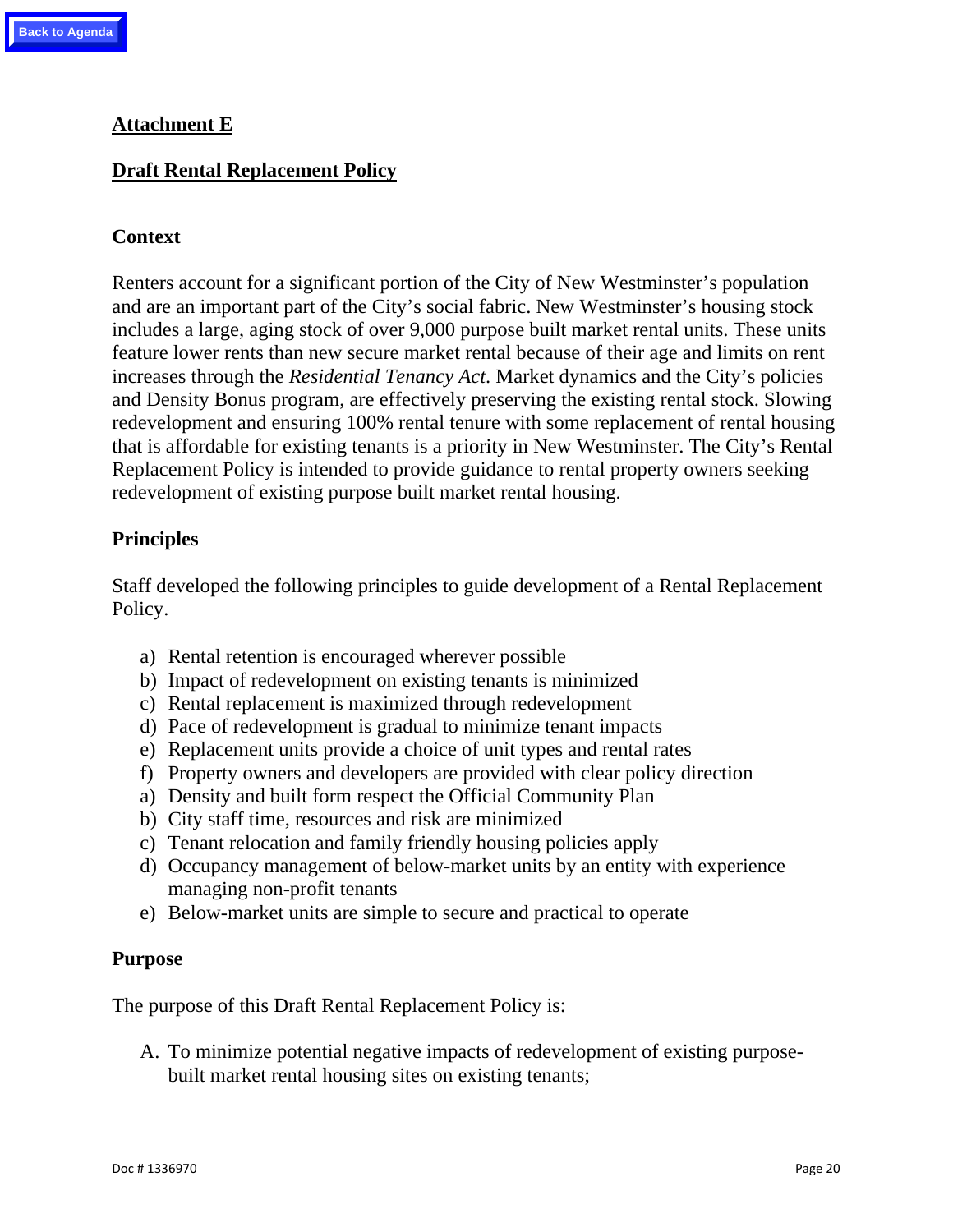Back to Agenda

## Attachment E

## Draft Rental Replacement Policy

### Context

Renters account for a significant portion of the City of New Westminster's population and are an important part of the City's social fabric. New Westminster's housing stock includes a large, aging stock of over 9,000 purpose built market rental units. These units feature lower rents than new secure market rental because of their age and limits on rent increases through the *Residential Tenancy Act*. Market dynamics and the City's policies and Density Bonus program, are effectively preserving the existing rental stock. Slowing redevelopment and ensuring 100% rental tenure with some replacement of rental housing that is affordable for existing tenants is a priority in New Westminster. The City's Rental Replacement Policy is intended to provide guidance to rental property owners seeking redevelopment of existing purpose built market rental housing.

### Principles

Staff developed the following principles to guide development of a Rental Replacement Policy.

a) Rental retention is encouraged wherever possible
b) Impact of redevelopment on existing tenants is minimized
c) Rental replacement is maximized through redevelopment
d) Pace of redevelopment is gradual to minimize tenant impacts
e) Replacement units provide a choice of unit types and rental rates
f) Property owners and developers are provided with clear policy direction
a) Density and built form respect the Official Community Plan
b) City staff time, resources and risk are minimized
c) Tenant relocation and family friendly housing policies apply
d) Occupancy management of below-market units by an entity with experience managing non-profit tenants
e) Below-market units are simple to secure and practical to operate

### Purpose

The purpose of this Draft Rental Replacement Policy is:

A. To minimize potential negative impacts of redevelopment of existing purpose-built market rental housing sites on existing tenants;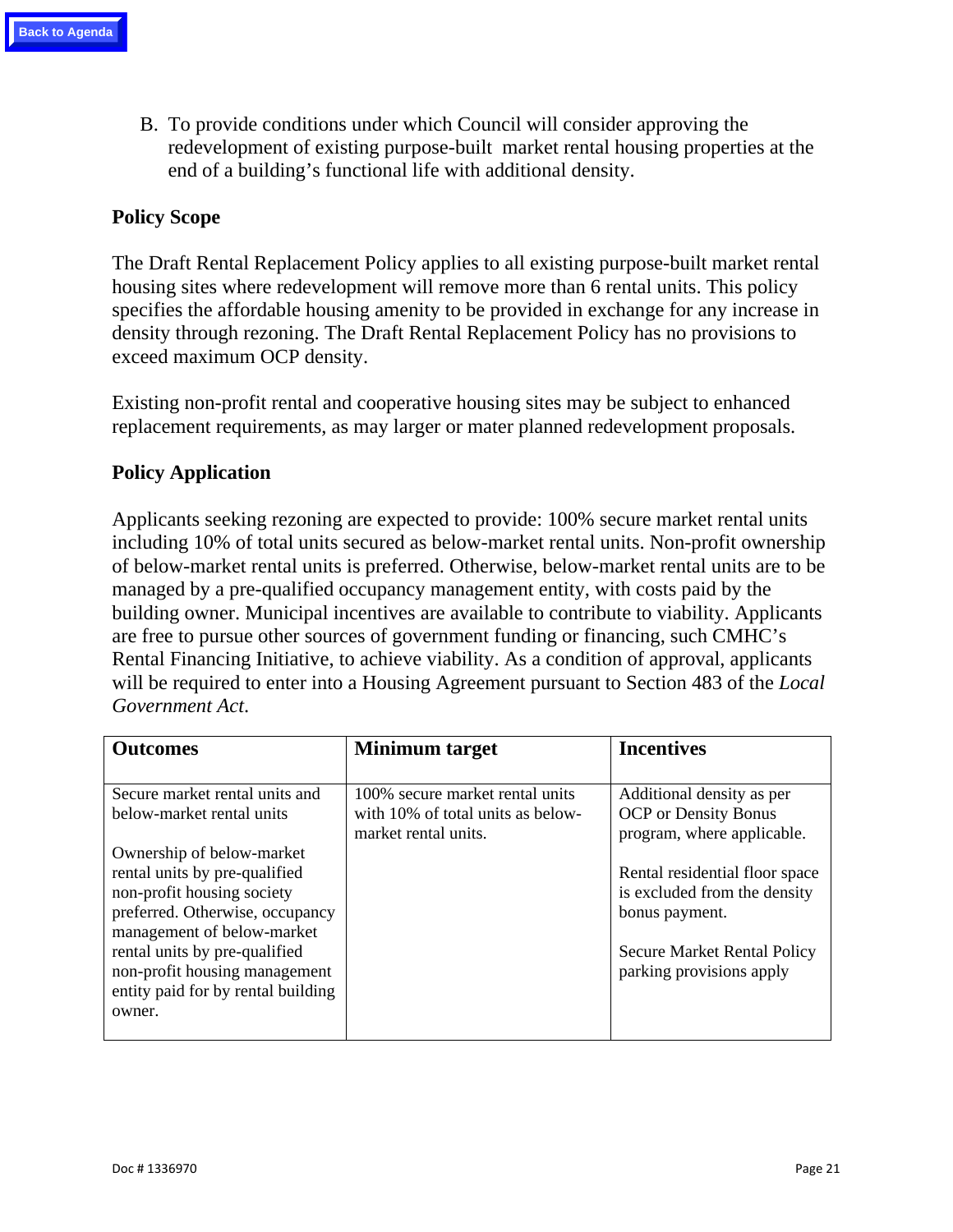B. To provide conditions under which Council will consider approving the redevelopment of existing purpose-built market rental housing properties at the end of a building's functional life with additional density.

**Policy Scope**

The Draft Rental Replacement Policy applies to all existing purpose-built market rental housing sites where redevelopment will remove more than 6 rental units. This policy specifies the affordable housing amenity to be provided in exchange for any increase in density through rezoning. The Draft Rental Replacement Policy has no provisions to exceed maximum OCP density.

Existing non-profit rental and cooperative housing sites may be subject to enhanced replacement requirements, as may larger or mater planned redevelopment proposals.

**Policy Application**

Applicants seeking rezoning are expected to provide: 100% secure market rental units including 10% of total units secured as below-market rental units. Non-profit ownership of below-market rental units is preferred. Otherwise, below-market rental units are to be managed by a pre-qualified occupancy management entity, with costs paid by the building owner. Municipal incentives are available to contribute to viability. Applicants are free to pursue other sources of government funding or financing, such CMHC's Rental Financing Initiative, to achieve viability. As a condition of approval, applicants will be required to enter into a Housing Agreement pursuant to Section 483 of the *Local Government Act*.

| **Outcomes** | **Minimum target** | **Incentives** |
|---|---|---|
| Secure market rental units and below-market rental units<br><br>Ownership of below-market rental units by pre-qualified non-profit housing society preferred. Otherwise, occupancy management of below-market rental units by pre-qualified non-profit housing management entity paid for by rental building owner. | 100% secure market rental units with 10% of total units as below-market rental units. | Additional density as per OCP or Density Bonus program, where applicable.<br><br>Rental residential floor space is excluded from the density bonus payment.<br><br>Secure Market Rental Policy parking provisions apply |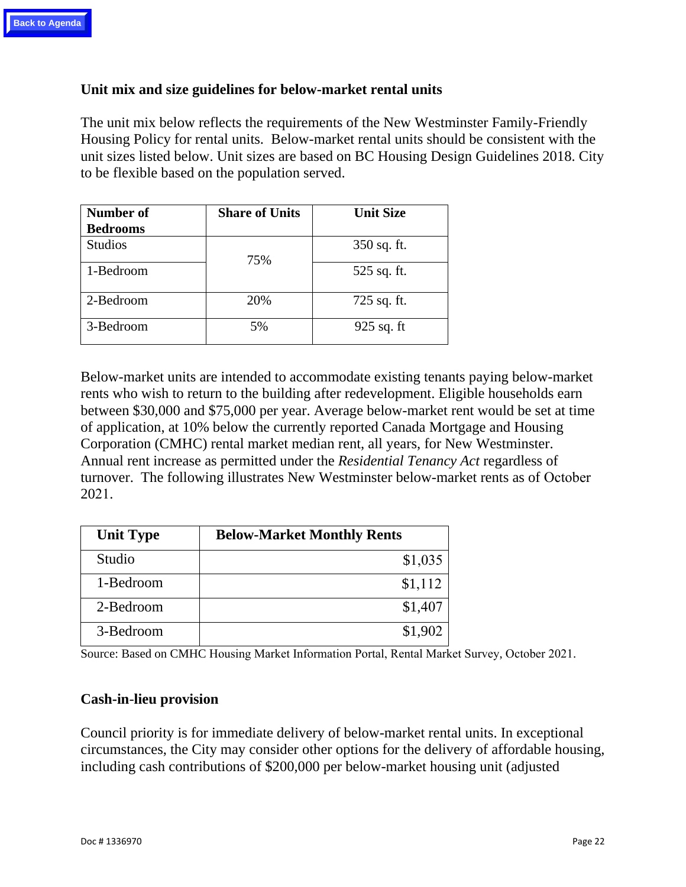### Unit mix and size guidelines for below-market rental units

The unit mix below reflects the requirements of the New Westminster Family-Friendly Housing Policy for rental units. Below-market rental units should be consistent with the unit sizes listed below. Unit sizes are based on BC Housing Design Guidelines 2018. City to be flexible based on the population served.

| Number of Bedrooms | Share of Units | Unit Size |
|---|---|---|
| Studios | 75% | 350 sq. ft. |
| 1-Bedroom | | 525 sq. ft. |
| 2-Bedroom | 20% | 725 sq. ft. |
| 3-Bedroom | 5% | 925 sq. ft |

Below-market units are intended to accommodate existing tenants paying below-market rents who wish to return to the building after redevelopment. Eligible households earn between $30,000 and $75,000 per year. Average below-market rent would be set at time of application, at 10% below the currently reported Canada Mortgage and Housing Corporation (CMHC) rental market median rent, all years, for New Westminster. Annual rent increase as permitted under the *Residential Tenancy Act* regardless of turnover. The following illustrates New Westminster below-market rents as of October 2021.

| Unit Type | Below-Market Monthly Rents |
|---|---:|
| Studio | $1,035 |
| 1-Bedroom | $1,112 |
| 2-Bedroom | $1,407 |
| 3-Bedroom | $1,902 |

Source: Based on CMHC Housing Market Information Portal, Rental Market Survey, October 2021.

### Cash-in-lieu provision

Council priority is for immediate delivery of below-market rental units. In exceptional circumstances, the City may consider other options for the delivery of affordable housing, including cash contributions of $200,000 per below-market housing unit (adjusted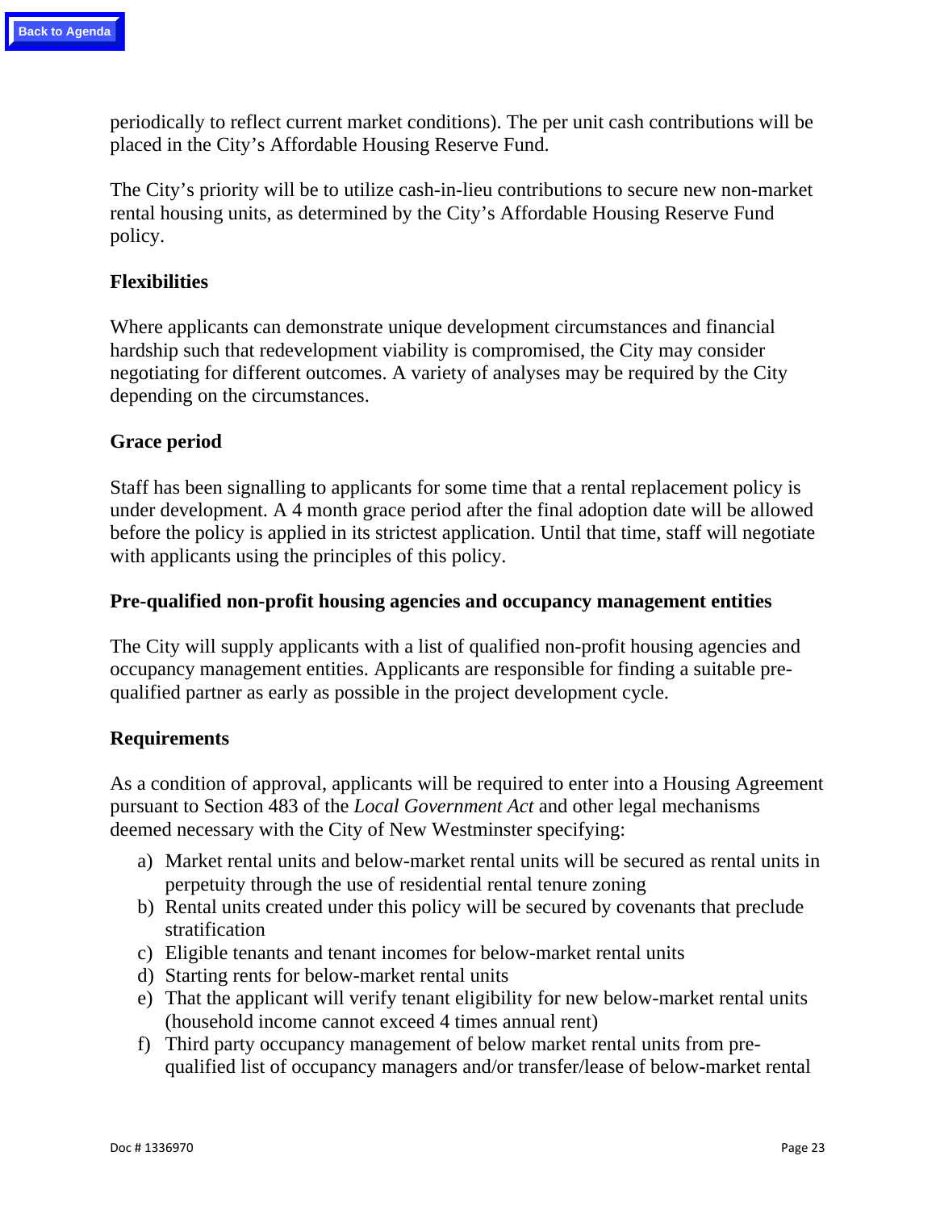periodically to reflect current market conditions). The per unit cash contributions will be placed in the City's Affordable Housing Reserve Fund.

The City's priority will be to utilize cash-in-lieu contributions to secure new non-market rental housing units, as determined by the City's Affordable Housing Reserve Fund policy.

**Flexibilities**

Where applicants can demonstrate unique development circumstances and financial hardship such that redevelopment viability is compromised, the City may consider negotiating for different outcomes. A variety of analyses may be required by the City depending on the circumstances.

**Grace period**

Staff has been signalling to applicants for some time that a rental replacement policy is under development. A 4 month grace period after the final adoption date will be allowed before the policy is applied in its strictest application. Until that time, staff will negotiate with applicants using the principles of this policy.

**Pre-qualified non-profit housing agencies and occupancy management entities**

The City will supply applicants with a list of qualified non-profit housing agencies and occupancy management entities. Applicants are responsible for finding a suitable pre-qualified partner as early as possible in the project development cycle.

**Requirements**

As a condition of approval, applicants will be required to enter into a Housing Agreement pursuant to Section 483 of the *Local Government Act* and other legal mechanisms deemed necessary with the City of New Westminster specifying:

a) Market rental units and below-market rental units will be secured as rental units in perpetuity through the use of residential rental tenure zoning
b) Rental units created under this policy will be secured by covenants that preclude stratification
c) Eligible tenants and tenant incomes for below-market rental units
d) Starting rents for below-market rental units
e) That the applicant will verify tenant eligibility for new below-market rental units (household income cannot exceed 4 times annual rent)
f) Third party occupancy management of below market rental units from pre-qualified list of occupancy managers and/or transfer/lease of below-market rental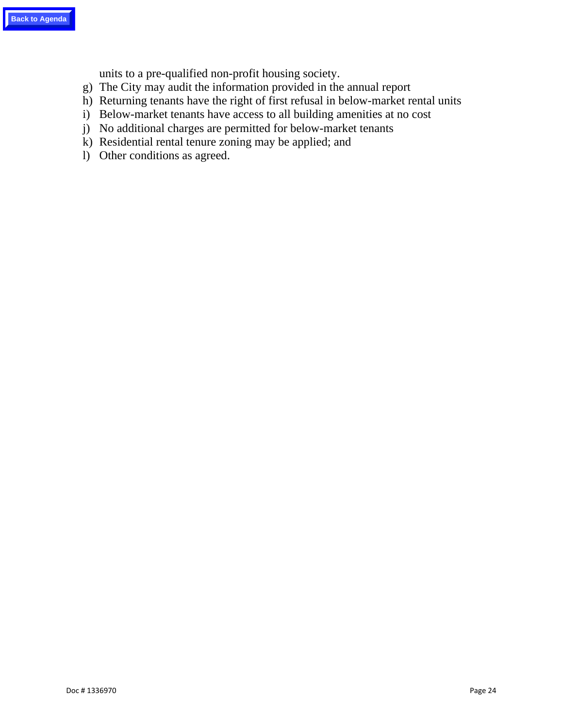units to a pre-qualified non-profit housing society.

g) The City may audit the information provided in the annual report
h) Returning tenants have the right of first refusal in below-market rental units
i) Below-market tenants have access to all building amenities at no cost
j) No additional charges are permitted for below-market tenants
k) Residential rental tenure zoning may be applied; and
l) Other conditions as agreed.